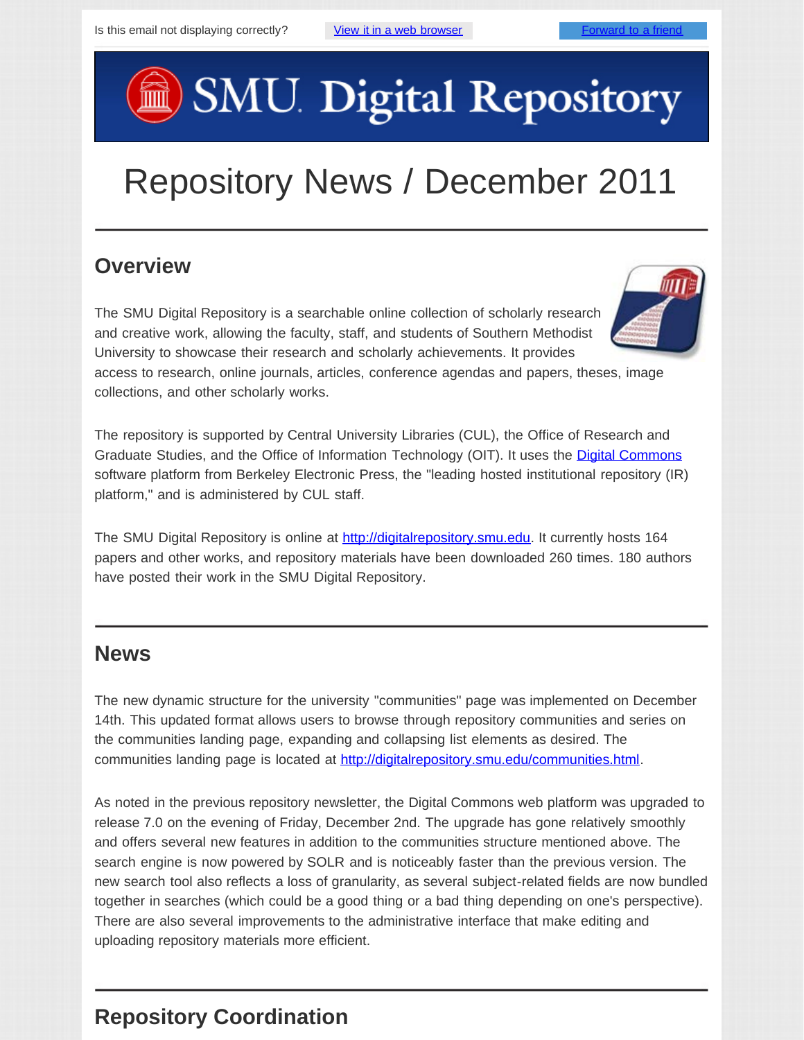Is this email not displaying correctly? [View it in a web browser] [Forward to a friend]

# SMU Digital Repository

# Repository News / December 2011

## Overview

The SMU Digital Repository is a searchable online collection of scholarly research and creative work, allowing the faculty, staff, and students of Southern Methodist University to showcase their research and scholarly achievements. It provides access to research, online journals, articles, conference agendas and papers, theses, image collections, and other scholarly works.

The repository is supported by Central University Libraries (CUL), the Office of Research and Graduate Studies, and the Office of Information Technology (OIT). It uses the Digital Commons software platform from Berkeley Electronic Press, the "leading hosted institutional repository (IR) platform," and is administered by CUL staff.

The SMU Digital Repository is online at http://digitalrepository.smu.edu. It currently hosts 164 papers and other works, and repository materials have been downloaded 260 times. 180 authors have posted their work in the SMU Digital Repository.

## News

The new dynamic structure for the university "communities" page was implemented on December 14th. This updated format allows users to browse through repository communities and series on the communities landing page, expanding and collapsing list elements as desired. The communities landing page is located at http://digitalrepository.smu.edu/communities.html.

As noted in the previous repository newsletter, the Digital Commons web platform was upgraded to release 7.0 on the evening of Friday, December 2nd. The upgrade has gone relatively smoothly and offers several new features in addition to the communities structure mentioned above. The search engine is now powered by SOLR and is noticeably faster than the previous version. The new search tool also reflects a loss of granularity, as several subject-related fields are now bundled together in searches (which could be a good thing or a bad thing depending on one's perspective). There are also several improvements to the administrative interface that make editing and uploading repository materials more efficient.

## Repository Coordination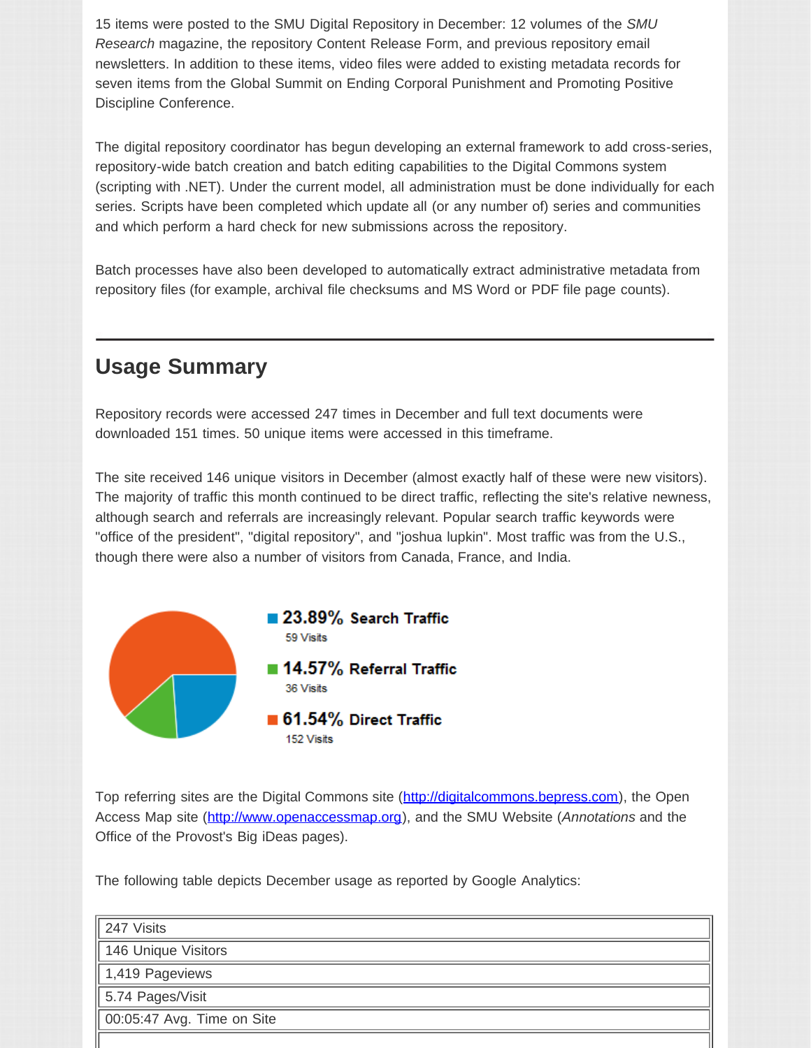15 items were posted to the SMU Digital Repository in December: 12 volumes of the *SMU Research* magazine, the repository Content Release Form, and previous repository email newsletters. In addition to these items, video files were added to existing metadata records for seven items from the Global Summit on Ending Corporal Punishment and Promoting Positive Discipline Conference.

The digital repository coordinator has begun developing an external framework to add cross-series, repository-wide batch creation and batch editing capabilities to the Digital Commons system (scripting with .NET). Under the current model, all administration must be done individually for each series. Scripts have been completed which update all (or any number of) series and communities and which perform a hard check for new submissions across the repository.

Batch processes have also been developed to automatically extract administrative metadata from repository files (for example, archival file checksums and MS Word or PDF file page counts).

---

## Usage Summary

Repository records were accessed 247 times in December and full text documents were downloaded 151 times. 50 unique items were accessed in this timeframe.

The site received 146 unique visitors in December (almost exactly half of these were new visitors). The majority of traffic this month continued to be direct traffic, reflecting the site's relative newness, although search and referrals are increasingly relevant. Popular search traffic keywords were "office of the president", "digital repository", and "joshua lupkin". Most traffic was from the U.S., though there were also a number of visitors from Canada, France, and India.

**23.89% Search Traffic**
59 Visits

**14.57% Referral Traffic**
36 Visits

**61.54% Direct Traffic**
152 Visits

Top referring sites are the Digital Commons site (http://digitalcommons.bepress.com), the Open Access Map site (http://www.openaccessmap.org), and the SMU Website (*Annotations* and the Office of the Provost's Big iDeas pages).

The following table depicts December usage as reported by Google Analytics:

| 247 Visits |
|---|
| 146 Unique Visitors |
| 1,419 Pageviews |
| 5.74 Pages/Visit |
| 00:05:47 Avg. Time on Site |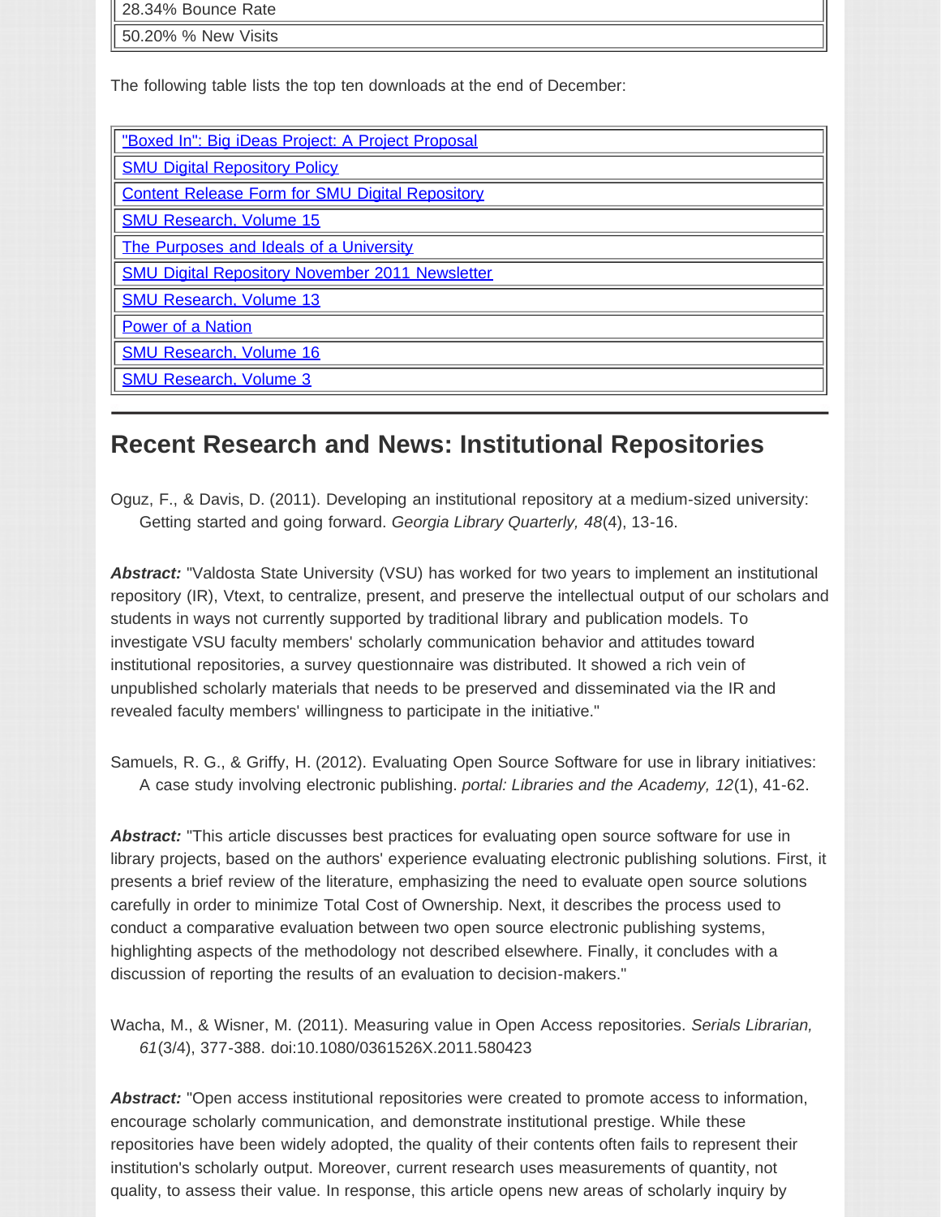| 28.34% Bounce Rate |
| --- |
| 50.20% % New Visits |

The following table lists the top ten downloads at the end of December:

| "Boxed In": Big iDeas Project: A Project Proposal |
| --- |
| SMU Digital Repository Policy |
| Content Release Form for SMU Digital Repository |
| SMU Research, Volume 15 |
| The Purposes and Ideals of a University |
| SMU Digital Repository November 2011 Newsletter |
| SMU Research, Volume 13 |
| Power of a Nation |
| SMU Research, Volume 16 |
| SMU Research, Volume 3 |

## Recent Research and News: Institutional Repositories

Oguz, F., & Davis, D. (2011). Developing an institutional repository at a medium-sized university: Getting started and going forward. *Georgia Library Quarterly, 48*(4), 13-16.

***Abstract:*** "Valdosta State University (VSU) has worked for two years to implement an institutional repository (IR), Vtext, to centralize, present, and preserve the intellectual output of our scholars and students in ways not currently supported by traditional library and publication models. To investigate VSU faculty members' scholarly communication behavior and attitudes toward institutional repositories, a survey questionnaire was distributed. It showed a rich vein of unpublished scholarly materials that needs to be preserved and disseminated via the IR and revealed faculty members' willingness to participate in the initiative."

Samuels, R. G., & Griffy, H. (2012). Evaluating Open Source Software for use in library initiatives: A case study involving electronic publishing. *portal: Libraries and the Academy, 12*(1), 41-62.

***Abstract:*** "This article discusses best practices for evaluating open source software for use in library projects, based on the authors' experience evaluating electronic publishing solutions. First, it presents a brief review of the literature, emphasizing the need to evaluate open source solutions carefully in order to minimize Total Cost of Ownership. Next, it describes the process used to conduct a comparative evaluation between two open source electronic publishing systems, highlighting aspects of the methodology not described elsewhere. Finally, it concludes with a discussion of reporting the results of an evaluation to decision-makers."

Wacha, M., & Wisner, M. (2011). Measuring value in Open Access repositories. *Serials Librarian, 61*(3/4), 377-388. doi:10.1080/0361526X.2011.580423

***Abstract:*** "Open access institutional repositories were created to promote access to information, encourage scholarly communication, and demonstrate institutional prestige. While these repositories have been widely adopted, the quality of their contents often fails to represent their institution's scholarly output. Moreover, current research uses measurements of quantity, not quality, to assess their value. In response, this article opens new areas of scholarly inquiry by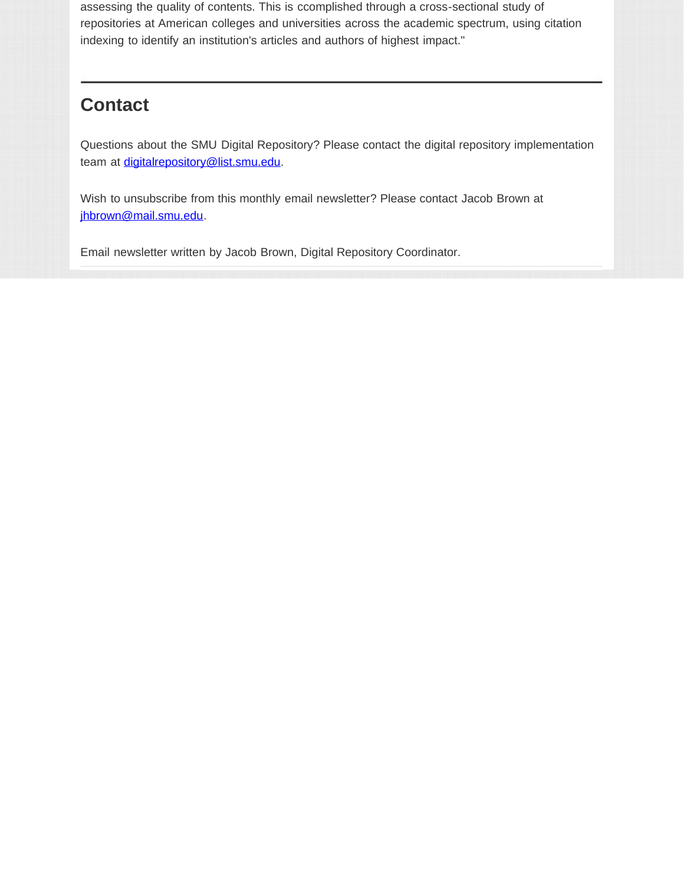assessing the quality of contents. This is ccomplished through a cross-sectional study of repositories at American colleges and universities across the academic spectrum, using citation indexing to identify an institution's articles and authors of highest impact."

---

## Contact

Questions about the SMU Digital Repository? Please contact the digital repository implementation team at digitalrepository@list.smu.edu.

Wish to unsubscribe from this monthly email newsletter? Please contact Jacob Brown at jhbrown@mail.smu.edu.

Email newsletter written by Jacob Brown, Digital Repository Coordinator.